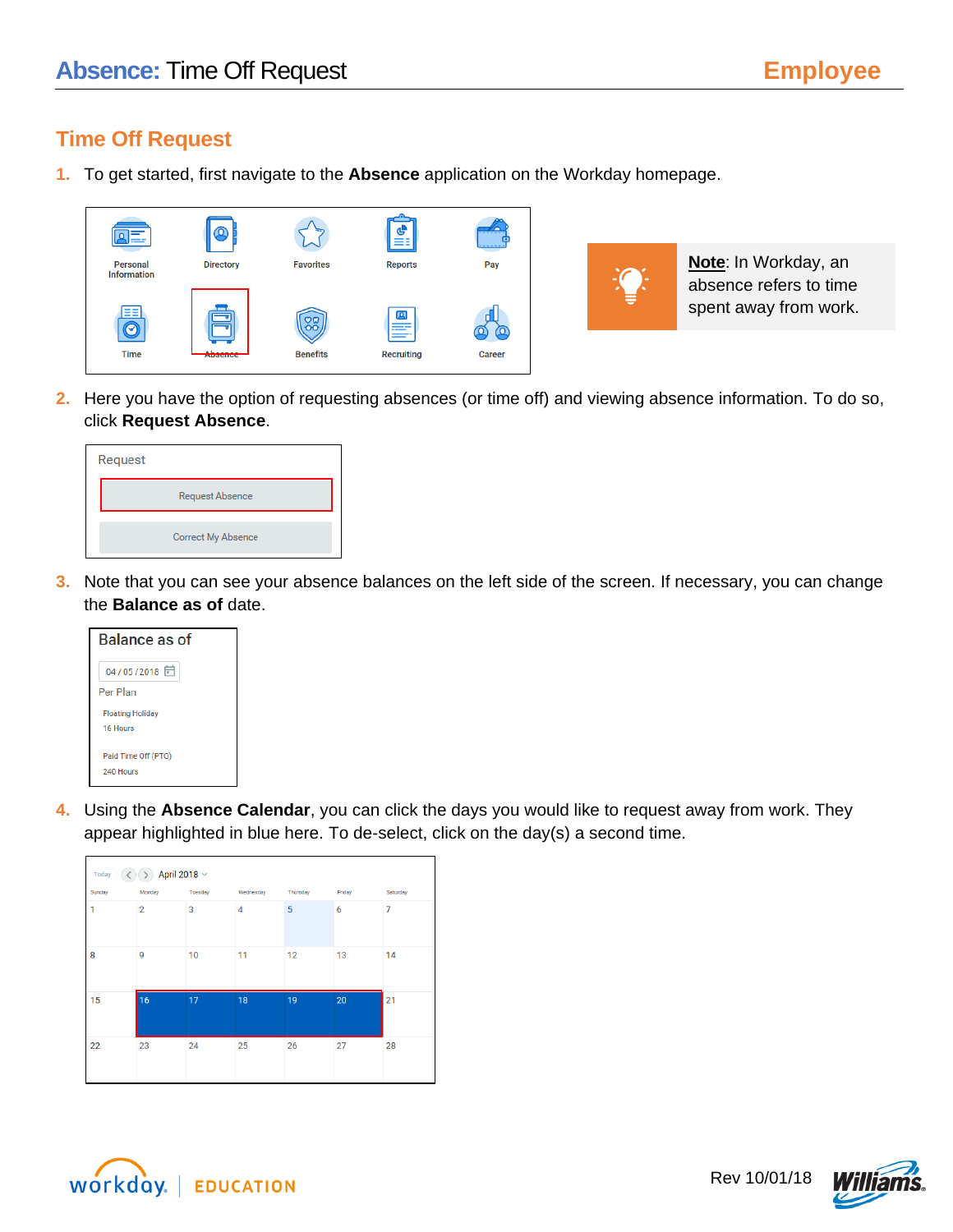# Absence: Time Off Request

**Employee**

## Time Off Request

1. To get started, first navigate to the **Absence** application on the Workday homepage.

Personal Information | Directory | Favorites | Reports | Pay
Time | Absence | Benefits | Recruiting | Career

> **Note**: In Workday, an absence refers to time spent away from work.

2. Here you have the option of requesting absences (or time off) and viewing absence information. To do so, click **Request Absence**.

Request
- Request Absence
- Correct My Absence

3. Note that you can see your absence balances on the left side of the screen. If necessary, you can change the **Balance as of** date.

Balance as of
04 / 05 / 2018
Per Plan
Floating Holiday
16 Hours
Paid Time Off (PTO)
240 Hours

4. Using the **Absence Calendar**, you can click the days you would like to request away from work. They appear highlighted in blue here. To de-select, click on the day(s) a second time.

Today April 2018

| Sunday | Monday | Tuesday | Wednesday | Thursday | Friday | Saturday |
|---|---|---|---|---|---|---|
| 1 | 2 | 3 | 4 | 5 | 6 | 7 |
| 8 | 9 | 10 | 11 | 12 | 13 | 14 |
| 15 | 16 | 17 | 18 | 19 | 20 | 21 |
| 22 | 23 | 24 | 25 | 26 | 27 | 28 |

workday. | EDUCATION

Rev 10/01/18

Williams.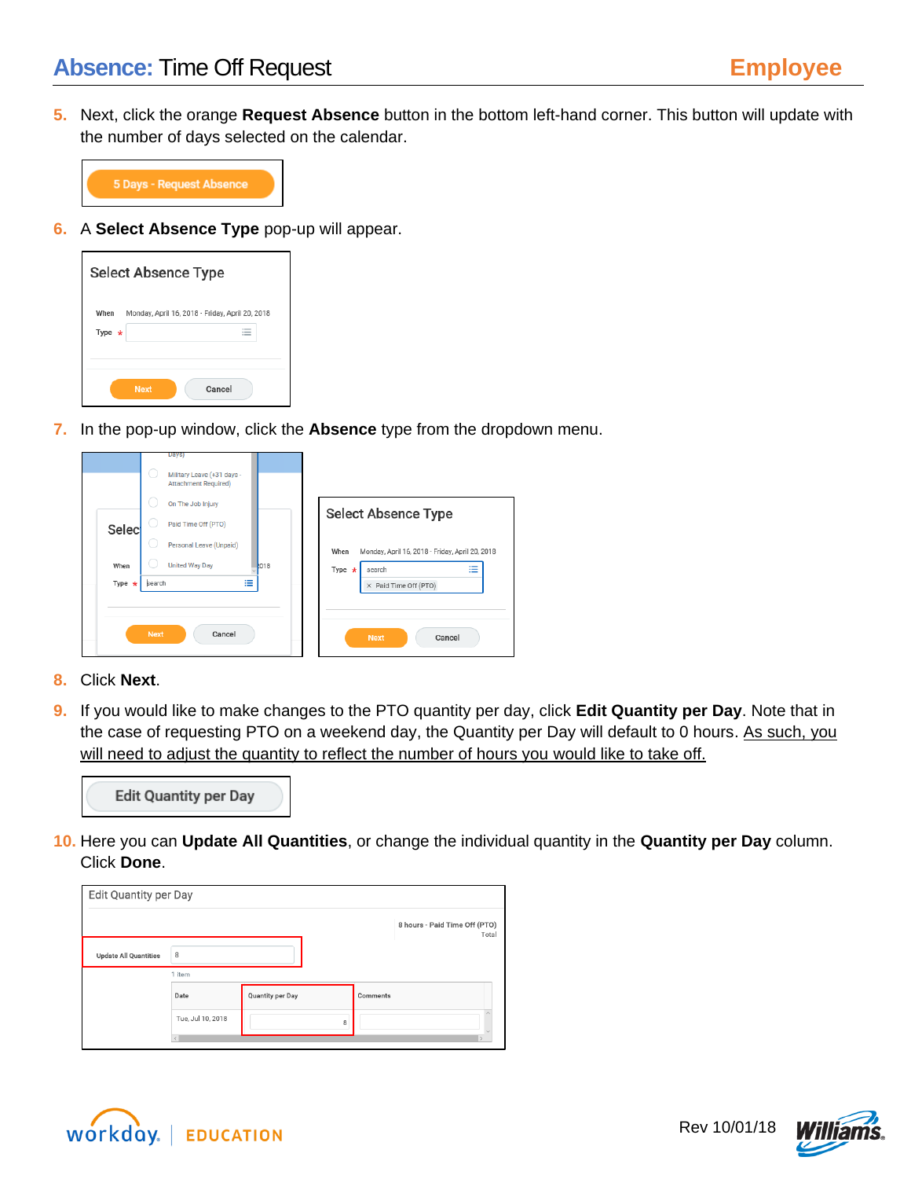# Absence: Time Off Request

5. Next, click the orange **Request Absence** button in the bottom left-hand corner. This button will update with the number of days selected on the calendar.

6. A **Select Absence Type** pop-up will appear.

7. In the pop-up window, click the **Absence** type from the dropdown menu.

8. Click **Next**.

9. If you would like to make changes to the PTO quantity per day, click **Edit Quantity per Day**. Note that in the case of requesting PTO on a weekend day, the Quantity per Day will default to 0 hours. As such, you will need to adjust the quantity to reflect the number of hours you would like to take off.

10. Here you can **Update All Quantities**, or change the individual quantity in the **Quantity per Day** column. Click **Done**.

Rev 10/01/18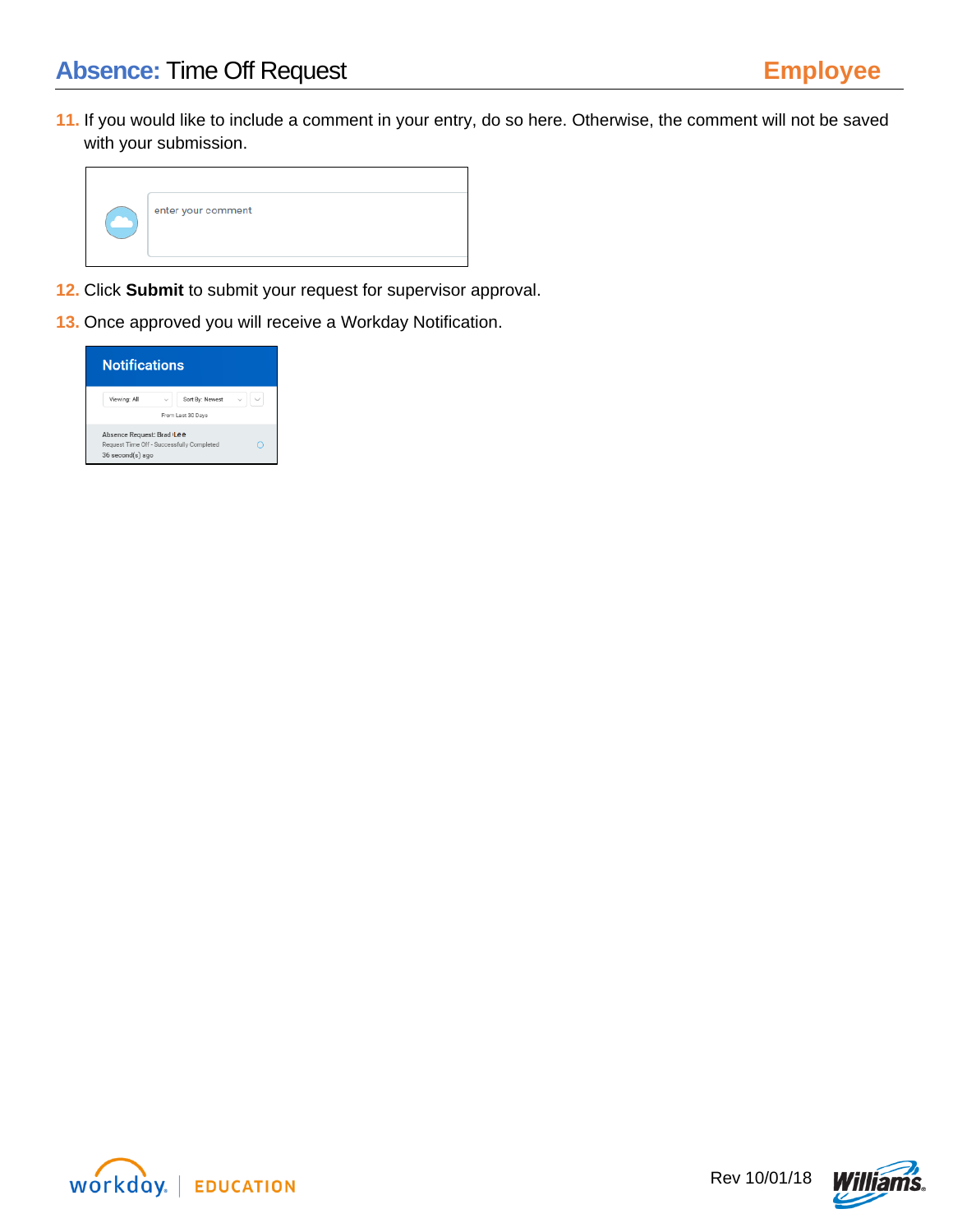11. If you would like to include a comment in your entry, do so here. Otherwise, the comment will not be saved with your submission.

12. Click **Submit** to submit your request for supervisor approval.

13. Once approved you will receive a Workday Notification.